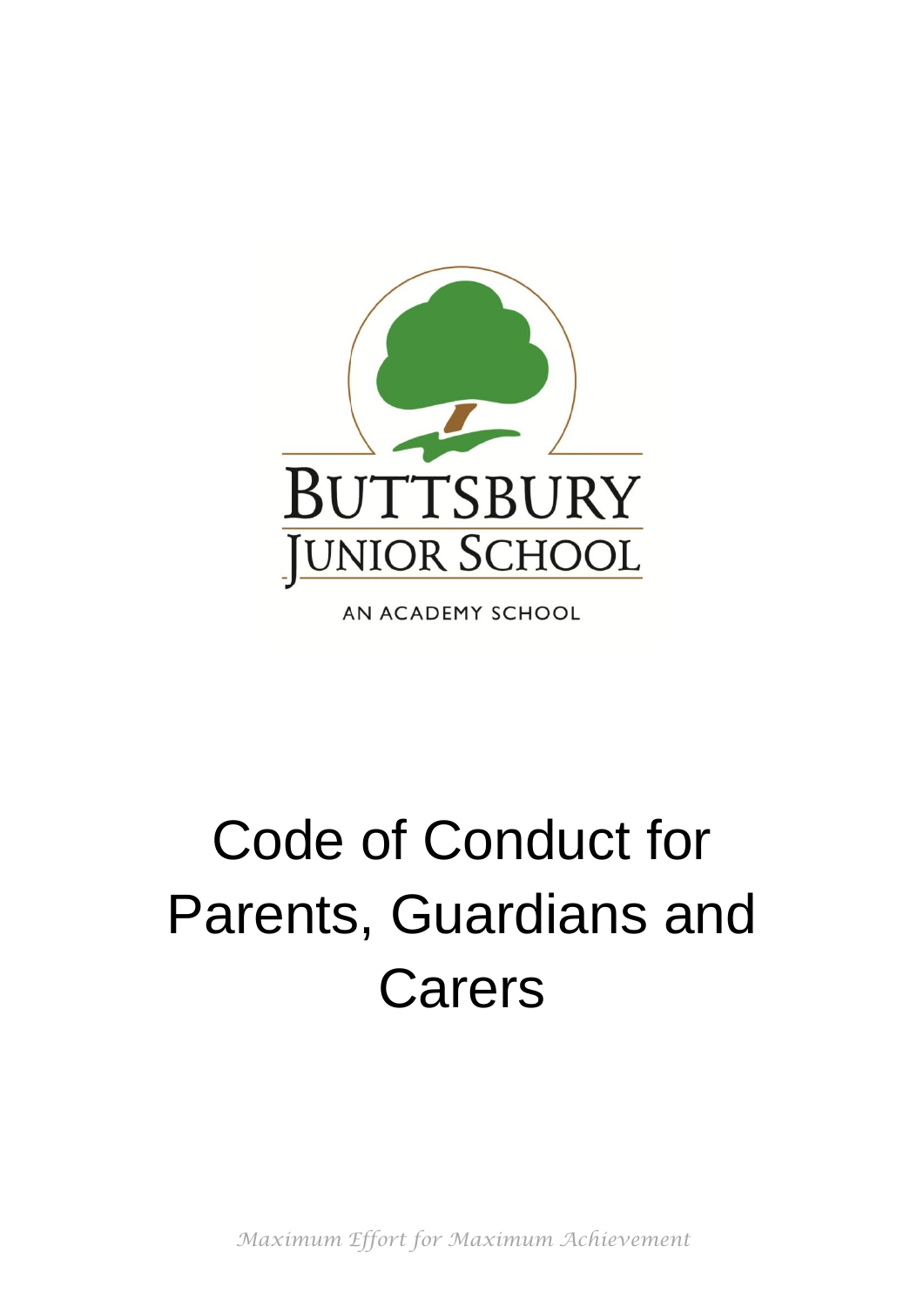BUTTSBURY
JUNIOR SCHOOL

AN ACADEMY SCHOOL

# Code of Conduct for Parents, Guardians and Carers

*Maximum Effort for Maximum Achievement*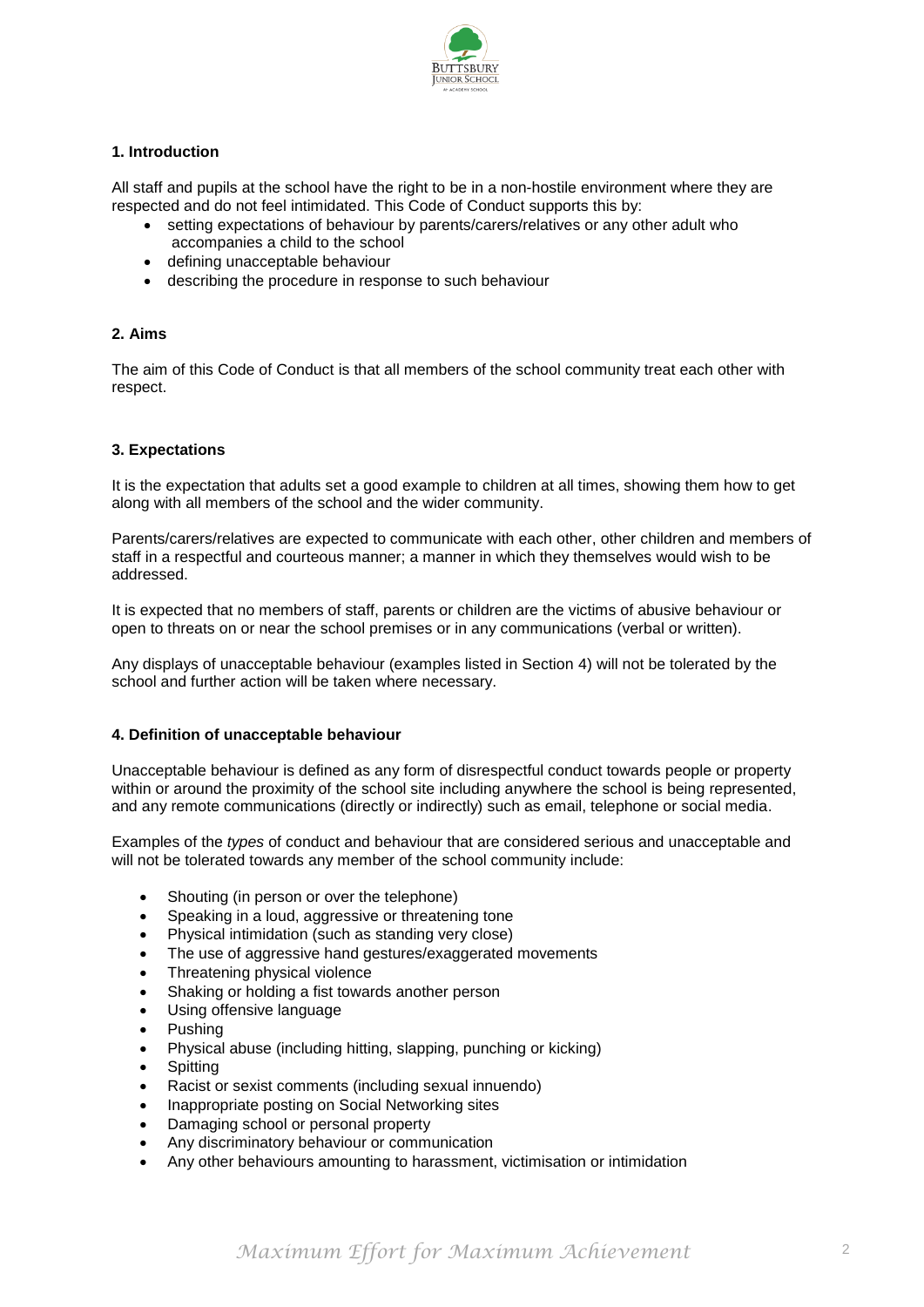## 1. Introduction

All staff and pupils at the school have the right to be in a non-hostile environment where they are respected and do not feel intimidated. This Code of Conduct supports this by:

- setting expectations of behaviour by parents/carers/relatives or any other adult who accompanies a child to the school
- defining unacceptable behaviour
- describing the procedure in response to such behaviour

## 2. Aims

The aim of this Code of Conduct is that all members of the school community treat each other with respect.

## 3. Expectations

It is the expectation that adults set a good example to children at all times, showing them how to get along with all members of the school and the wider community.

Parents/carers/relatives are expected to communicate with each other, other children and members of staff in a respectful and courteous manner; a manner in which they themselves would wish to be addressed.

It is expected that no members of staff, parents or children are the victims of abusive behaviour or open to threats on or near the school premises or in any communications (verbal or written).

Any displays of unacceptable behaviour (examples listed in Section 4) will not be tolerated by the school and further action will be taken where necessary.

## 4. Definition of unacceptable behaviour

Unacceptable behaviour is defined as any form of disrespectful conduct towards people or property within or around the proximity of the school site including anywhere the school is being represented, and any remote communications (directly or indirectly) such as email, telephone or social media.

Examples of the *types* of conduct and behaviour that are considered serious and unacceptable and will not be tolerated towards any member of the school community include:

- Shouting (in person or over the telephone)
- Speaking in a loud, aggressive or threatening tone
- Physical intimidation (such as standing very close)
- The use of aggressive hand gestures/exaggerated movements
- Threatening physical violence
- Shaking or holding a fist towards another person
- Using offensive language
- Pushing
- Physical abuse (including hitting, slapping, punching or kicking)
- Spitting
- Racist or sexist comments (including sexual innuendo)
- Inappropriate posting on Social Networking sites
- Damaging school or personal property
- Any discriminatory behaviour or communication
- Any other behaviours amounting to harassment, victimisation or intimidation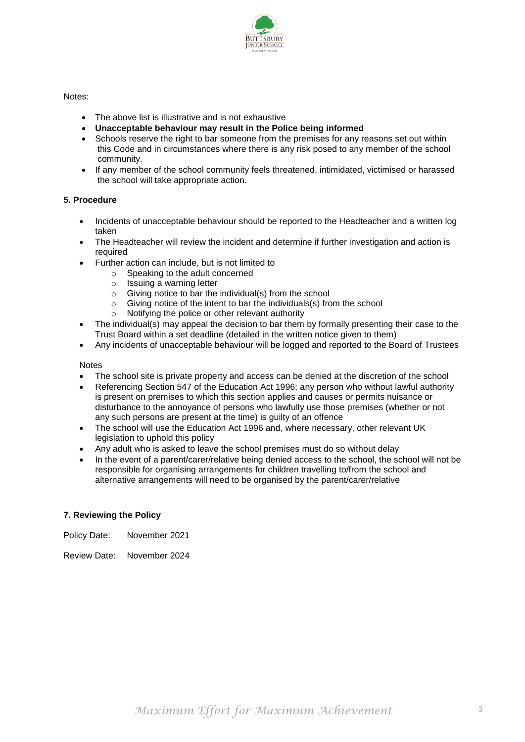Notes:

- The above list is illustrative and is not exhaustive
- **Unacceptable behaviour may result in the Police being informed**
- Schools reserve the right to bar someone from the premises for any reasons set out within this Code and in circumstances where there is any risk posed to any member of the school community.
- If any member of the school community feels threatened, intimidated, victimised or harassed the school will take appropriate action.

**5. Procedure**

- Incidents of unacceptable behaviour should be reported to the Headteacher and a written log taken
- The Headteacher will review the incident and determine if further investigation and action is required
- Further action can include, but is not limited to
  - Speaking to the adult concerned
  - Issuing a warning letter
  - Giving notice to bar the individual(s) from the school
  - Giving notice of the intent to bar the individuals(s) from the school
  - Notifying the police or other relevant authority
- The individual(s) may appeal the decision to bar them by formally presenting their case to the Trust Board within a set deadline (detailed in the written notice given to them)
- Any incidents of unacceptable behaviour will be logged and reported to the Board of Trustees

Notes

- The school site is private property and access can be denied at the discretion of the school
- Referencing Section 547 of the Education Act 1996; any person who without lawful authority is present on premises to which this section applies and causes or permits nuisance or disturbance to the annoyance of persons who lawfully use those premises (whether or not any such persons are present at the time) is guilty of an offence
- The school will use the Education Act 1996 and, where necessary, other relevant UK legislation to uphold this policy
- Any adult who is asked to leave the school premises must do so without delay
- In the event of a parent/carer/relative being denied access to the school, the school will not be responsible for organising arrangements for children travelling to/from the school and alternative arrangements will need to be organised by the parent/carer/relative

**7. Reviewing the Policy**

Policy Date: November 2021

Review Date: November 2024